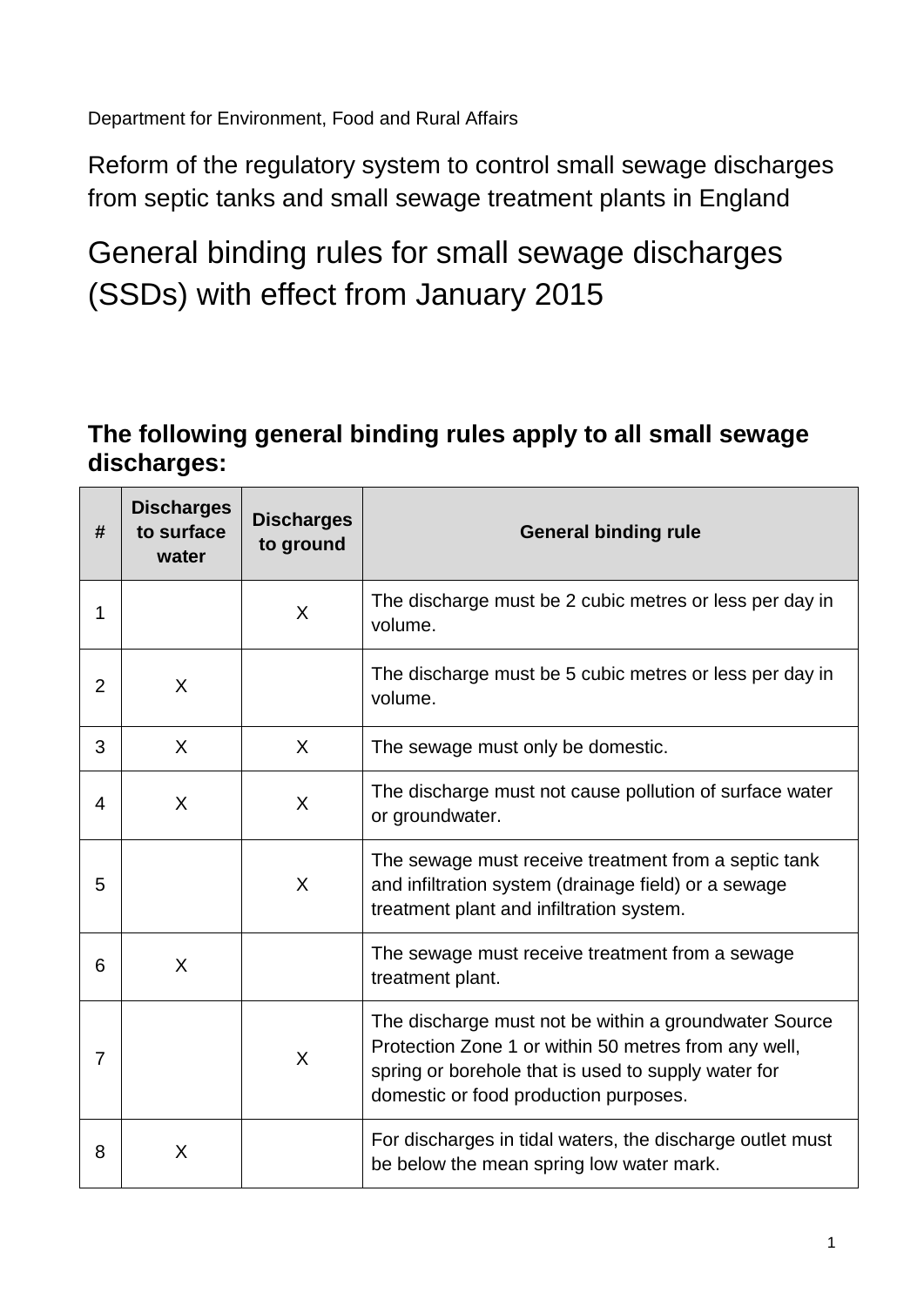Department for Environment, Food and Rural Affairs

Reform of the regulatory system to control small sewage discharges from septic tanks and small sewage treatment plants in England

# General binding rules for small sewage discharges (SSDs) with effect from January 2015

### The following general binding rules apply to all small sewage discharges:

| # | Discharges to surface water | Discharges to ground | General binding rule |
|---|---|---|---|
| 1 | | X | The discharge must be 2 cubic metres or less per day in volume. |
| 2 | X | | The discharge must be 5 cubic metres or less per day in volume. |
| 3 | X | X | The sewage must only be domestic. |
| 4 | X | X | The discharge must not cause pollution of surface water or groundwater. |
| 5 | | X | The sewage must receive treatment from a septic tank and infiltration system (drainage field) or a sewage treatment plant and infiltration system. |
| 6 | X | | The sewage must receive treatment from a sewage treatment plant. |
| 7 | | X | The discharge must not be within a groundwater Source Protection Zone 1 or within 50 metres from any well, spring or borehole that is used to supply water for domestic or food production purposes. |
| 8 | X | | For discharges in tidal waters, the discharge outlet must be below the mean spring low water mark. |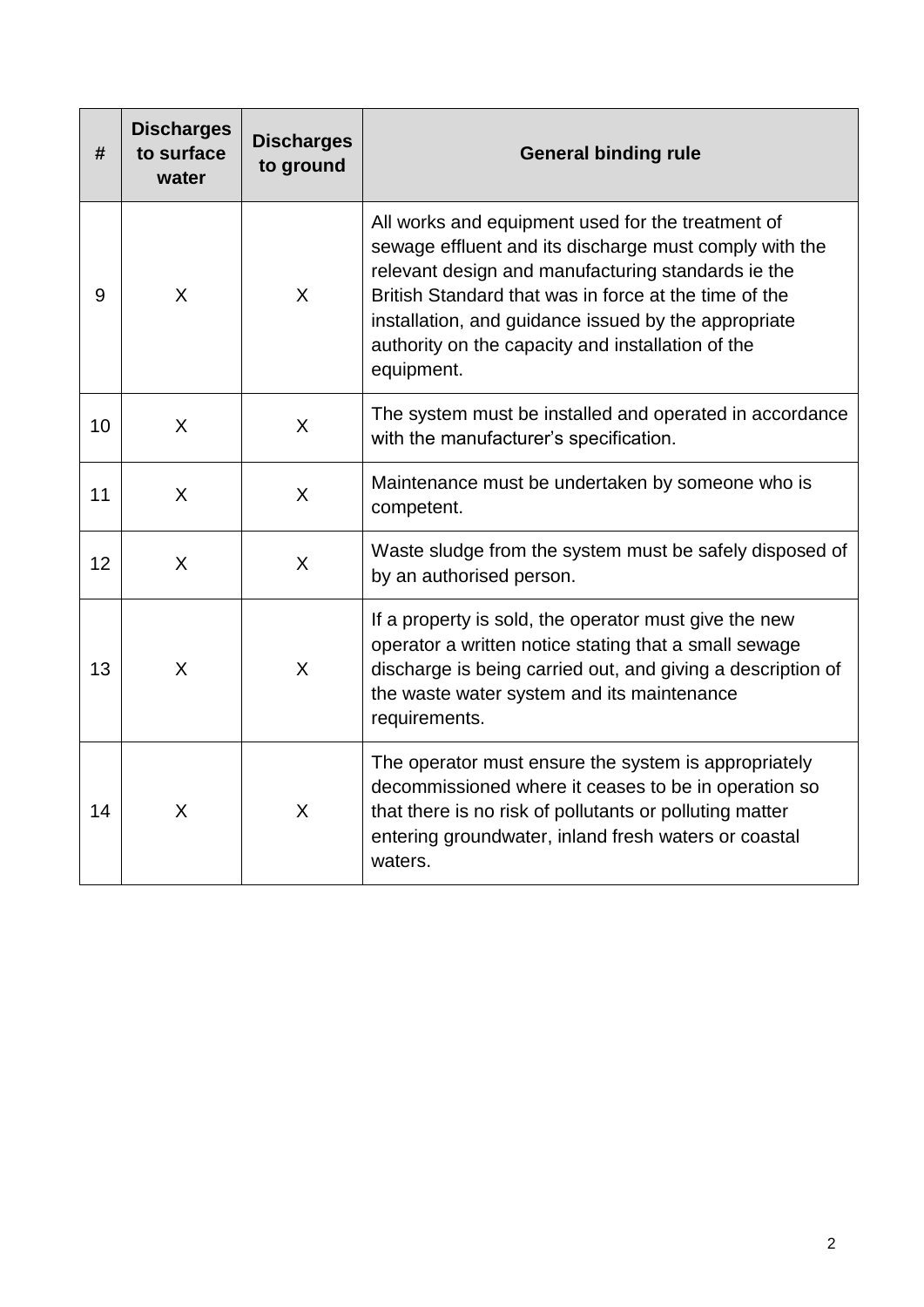| # | Discharges to surface water | Discharges to ground | General binding rule |
|---|---|---|---|
| 9 | X | X | All works and equipment used for the treatment of sewage effluent and its discharge must comply with the relevant design and manufacturing standards ie the British Standard that was in force at the time of the installation, and guidance issued by the appropriate authority on the capacity and installation of the equipment. |
| 10 | X | X | The system must be installed and operated in accordance with the manufacturer's specification. |
| 11 | X | X | Maintenance must be undertaken by someone who is competent. |
| 12 | X | X | Waste sludge from the system must be safely disposed of by an authorised person. |
| 13 | X | X | If a property is sold, the operator must give the new operator a written notice stating that a small sewage discharge is being carried out, and giving a description of the waste water system and its maintenance requirements. |
| 14 | X | X | The operator must ensure the system is appropriately decommissioned where it ceases to be in operation so that there is no risk of pollutants or polluting matter entering groundwater, inland fresh waters or coastal waters. |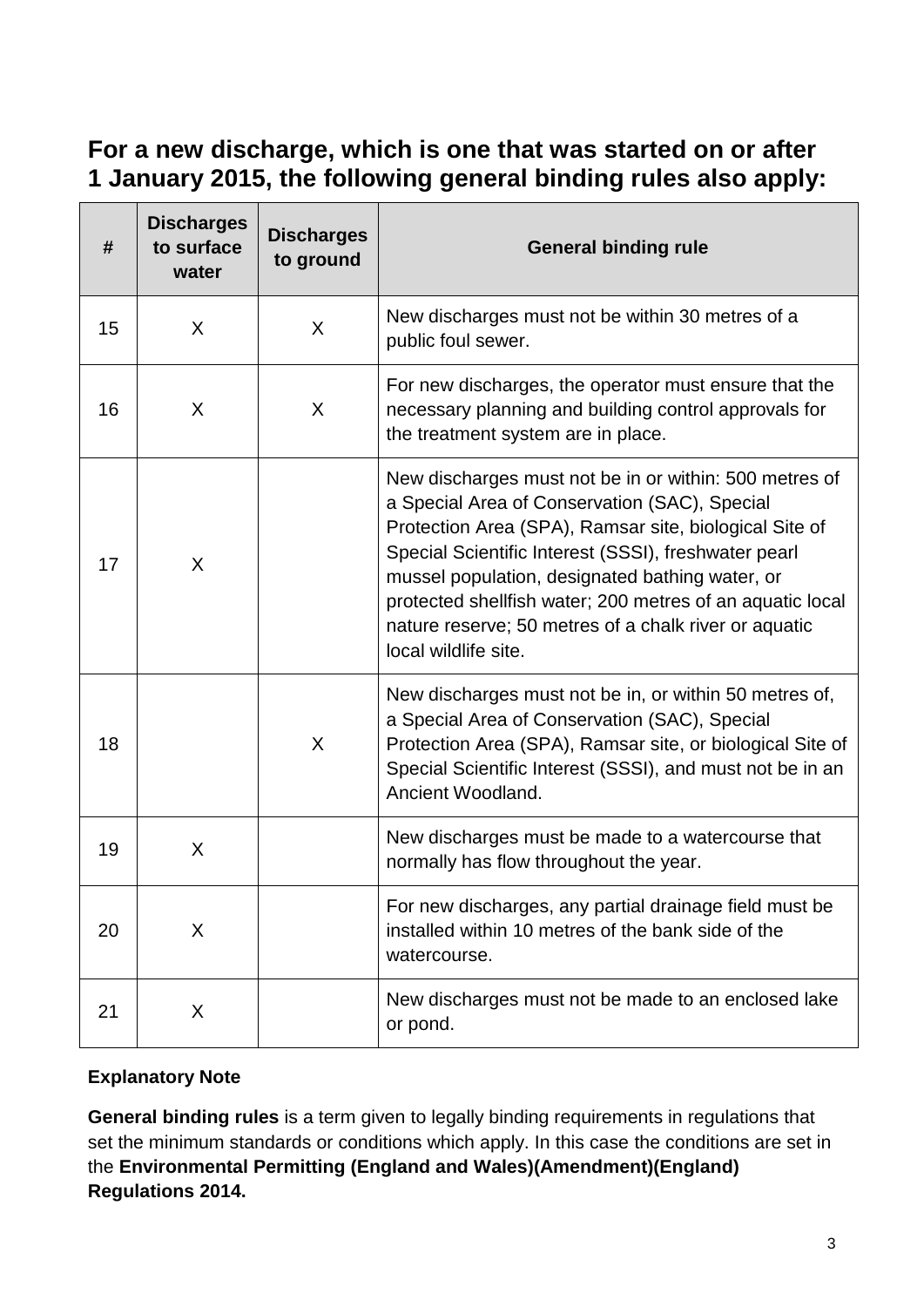## For a new discharge, which is one that was started on or after 1 January 2015, the following general binding rules also apply:

| # | Discharges to surface water | Discharges to ground | General binding rule |
|---|---|---|---|
| 15 | X | X | New discharges must not be within 30 metres of a public foul sewer. |
| 16 | X | X | For new discharges, the operator must ensure that the necessary planning and building control approvals for the treatment system are in place. |
| 17 | X | | New discharges must not be in or within: 500 metres of a Special Area of Conservation (SAC), Special Protection Area (SPA), Ramsar site, biological Site of Special Scientific Interest (SSSI), freshwater pearl mussel population, designated bathing water, or protected shellfish water; 200 metres of an aquatic local nature reserve; 50 metres of a chalk river or aquatic local wildlife site. |
| 18 | | X | New discharges must not be in, or within 50 metres of, a Special Area of Conservation (SAC), Special Protection Area (SPA), Ramsar site, or biological Site of Special Scientific Interest (SSSI), and must not be in an Ancient Woodland. |
| 19 | X | | New discharges must be made to a watercourse that normally has flow throughout the year. |
| 20 | X | | For new discharges, any partial drainage field must be installed within 10 metres of the bank side of the watercourse. |
| 21 | X | | New discharges must not be made to an enclosed lake or pond. |

**Explanatory Note**

**General binding rules** is a term given to legally binding requirements in regulations that set the minimum standards or conditions which apply. In this case the conditions are set in the **Environmental Permitting (England and Wales)(Amendment)(England) Regulations 2014.**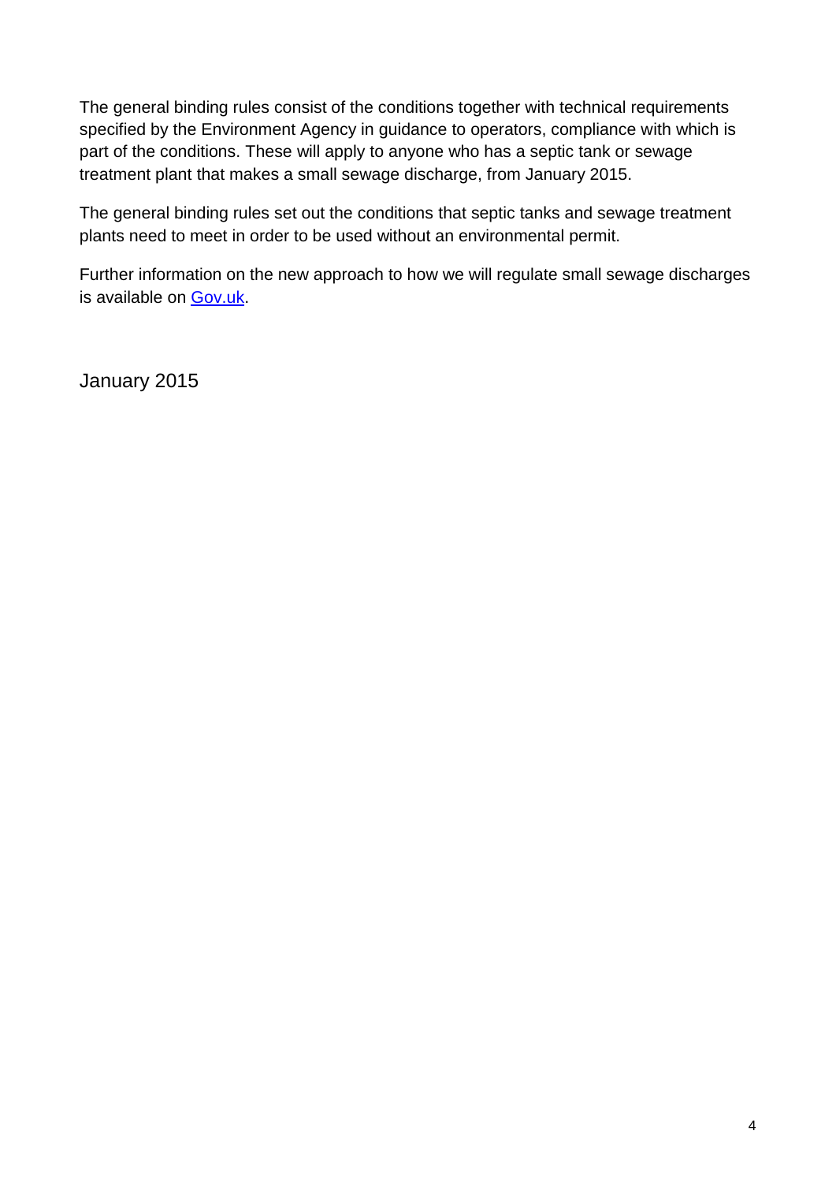The general binding rules consist of the conditions together with technical requirements specified by the Environment Agency in guidance to operators, compliance with which is part of the conditions. These will apply to anyone who has a septic tank or sewage treatment plant that makes a small sewage discharge, from January 2015.

The general binding rules set out the conditions that septic tanks and sewage treatment plants need to meet in order to be used without an environmental permit.

Further information on the new approach to how we will regulate small sewage discharges is available on Gov.uk.

January 2015